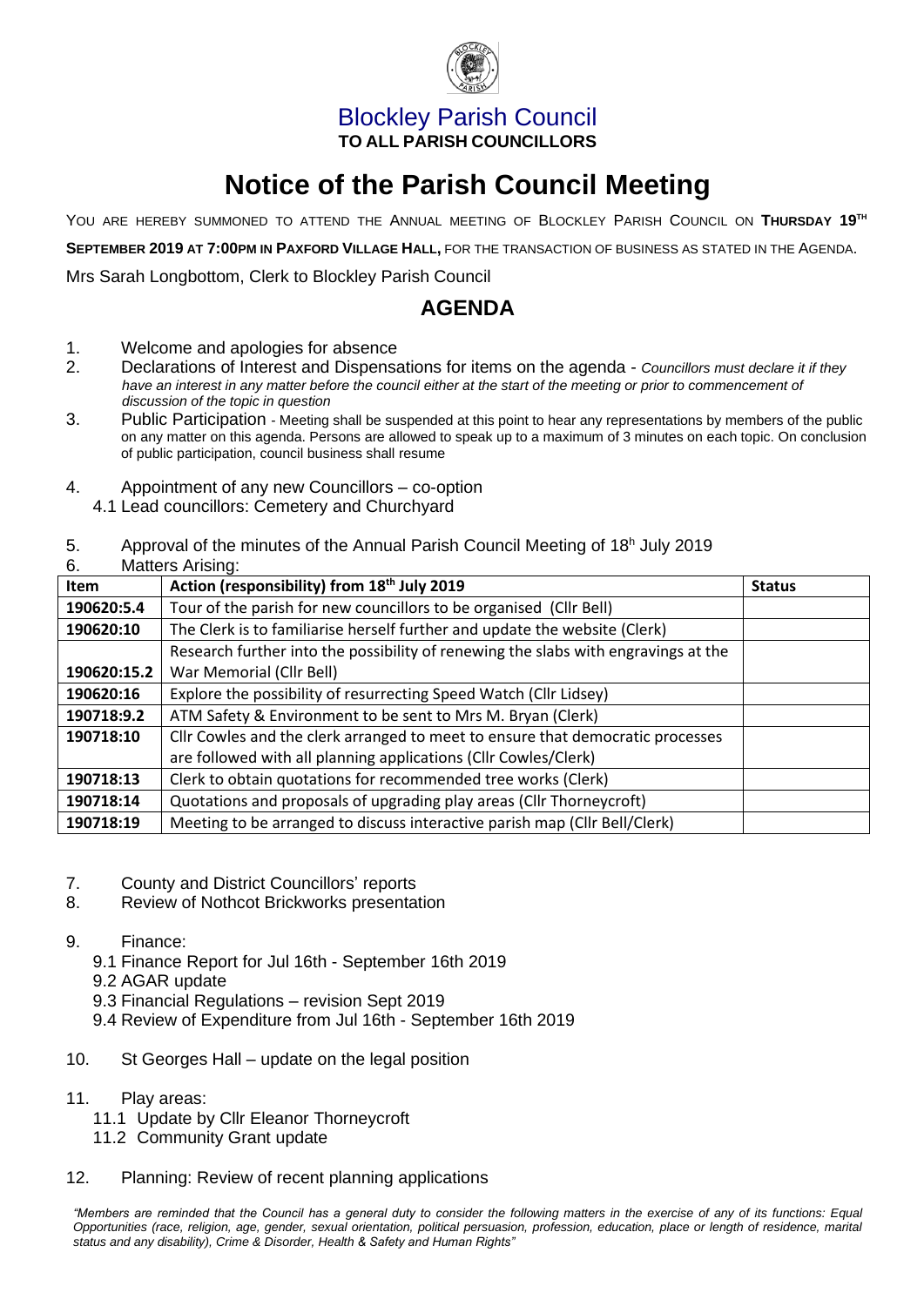## Blockley Parish Council

**TO ALL PARISH COUNCILLORS**

# Notice of the Parish Council Meeting

YOU ARE HEREBY SUMMONED TO ATTEND THE ANNUAL MEETING OF BLOCKLEY PARISH COUNCIL ON **THURSDAY 19TH SEPTEMBER 2019 AT 7:00PM IN PAXFORD VILLAGE HALL,** FOR THE TRANSACTION OF BUSINESS AS STATED IN THE AGENDA.

Mrs Sarah Longbottom, Clerk to Blockley Parish Council

## AGENDA

1. Welcome and apologies for absence
2. Declarations of Interest and Dispensations for items on the agenda - *Councillors must declare it if they have an interest in any matter before the council either at the start of the meeting or prior to commencement of discussion of the topic in question*
3. Public Participation - Meeting shall be suspended at this point to hear any representations by members of the public on any matter on this agenda. Persons are allowed to speak up to a maximum of 3 minutes on each topic. On conclusion of public participation, council business shall resume
4. Appointment of any new Councillors – co-option
   4.1 Lead councillors: Cemetery and Churchyard
5. Approval of the minutes of the Annual Parish Council Meeting of 18h July 2019
6. Matters Arising:

| Item | Action (responsibility) from 18th July 2019 | Status |
|---|---|---|
| 190620:5.4 | Tour of the parish for new councillors to be organised (Cllr Bell) | |
| 190620:10 | The Clerk is to familiarise herself further and update the website (Clerk) | |
| 190620:15.2 | Research further into the possibility of renewing the slabs with engravings at the War Memorial (Cllr Bell) | |
| 190620:16 | Explore the possibility of resurrecting Speed Watch (Cllr Lidsey) | |
| 190718:9.2 | ATM Safety & Environment to be sent to Mrs M. Bryan (Clerk) | |
| 190718:10 | Cllr Cowles and the clerk arranged to meet to ensure that democratic processes are followed with all planning applications (Cllr Cowles/Clerk) | |
| 190718:13 | Clerk to obtain quotations for recommended tree works (Clerk) | |
| 190718:14 | Quotations and proposals of upgrading play areas (Cllr Thorneycroft) | |
| 190718:19 | Meeting to be arranged to discuss interactive parish map (Cllr Bell/Clerk) | |

7. County and District Councillors' reports
8. Review of Nothcot Brickworks presentation
9. Finance:
   9.1 Finance Report for Jul 16th - September 16th 2019
   9.2 AGAR update
   9.3 Financial Regulations – revision Sept 2019
   9.4 Review of Expenditure from Jul 16th - September 16th 2019
10. St Georges Hall – update on the legal position
11. Play areas:
    11.1 Update by Cllr Eleanor Thorneycroft
    11.2 Community Grant update
12. Planning: Review of recent planning applications

*"Members are reminded that the Council has a general duty to consider the following matters in the exercise of any of its functions: Equal Opportunities (race, religion, age, gender, sexual orientation, political persuasion, profession, education, place or length of residence, marital status and any disability), Crime & Disorder, Health & Safety and Human Rights"*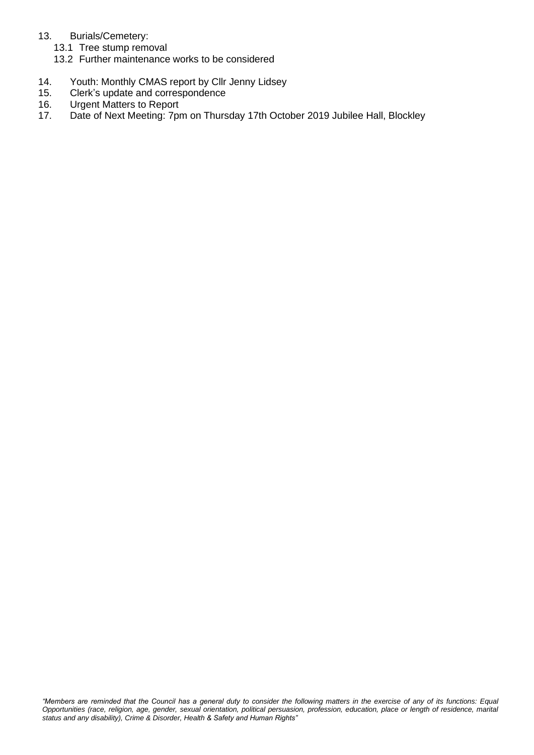13. Burials/Cemetery:
    - 13.1 Tree stump removal
    - 13.2 Further maintenance works to be considered

14. Youth: Monthly CMAS report by Cllr Jenny Lidsey
15. Clerk's update and correspondence
16. Urgent Matters to Report
17. Date of Next Meeting: 7pm on Thursday 17th October 2019 Jubilee Hall, Blockley

*"Members are reminded that the Council has a general duty to consider the following matters in the exercise of any of its functions: Equal Opportunities (race, religion, age, gender, sexual orientation, political persuasion, profession, education, place or length of residence, marital status and any disability), Crime & Disorder, Health & Safety and Human Rights"*